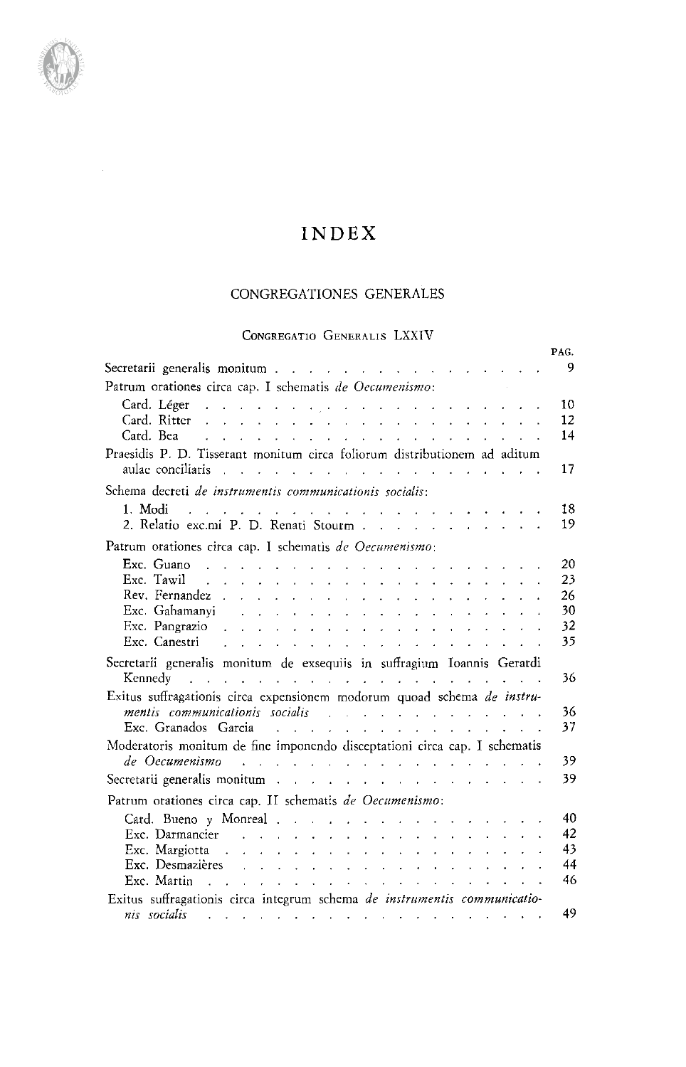# INDEX

## CONGREGATIONES GENERALES

### Congregatio Generalis LXXIV

| | PAG. |
|---|---|
| Secretarii generalis monitum | 9 |
| Patrum orationes circa cap. I schematis *de Oecumenismo*: | |
| Card. Léger | 10 |
| Card. Ritter | 12 |
| Card. Bea | 14 |
| Praesidis P. D. Tisserant monitum circa foliorum distributionem ad aditum aulae conciliaris | 17 |
| Schema decreti *de instrumentis communicationis socialis*: | |
| 1. Modi | 18 |
| 2. Relatio exc.mi P. D. Renati Stourm | 19 |
| Patrum orationes circa cap. I schematis *de Oecumenismo*: | |
| Exc. Guano | 20 |
| Exc. Tawil | 23 |
| Rev. Fernandez | 26 |
| Exc. Gahamanyi | 30 |
| Exc. Pangrazio | 32 |
| Exc. Canestri | 35 |
| Secretarii generalis monitum de exsequiis in suffragium Ioannis Gerardi Kennedy | 36 |
| Exitus suffragationis circa expensionem modorum quoad schema *de instrumentis communicationis socialis* | 36 |
| Exc. Granados Garcia | 37 |
| Moderatoris monitum de fine imponendo disceptationi circa cap. I schematis *de Oecumenismo* | 39 |
| Secretarii generalis monitum | 39 |
| Patrum orationes circa cap. II schematis *de Oecumenismo*: | |
| Card. Bueno y Monreal | 40 |
| Exc. Darmancier | 42 |
| Exc. Margiotta | 43 |
| Exc. Desmazières | 44 |
| Exc. Martin | 46 |
| Exitus suffragationis circa integrum schema *de instrumentis communicationis socialis* | 49 |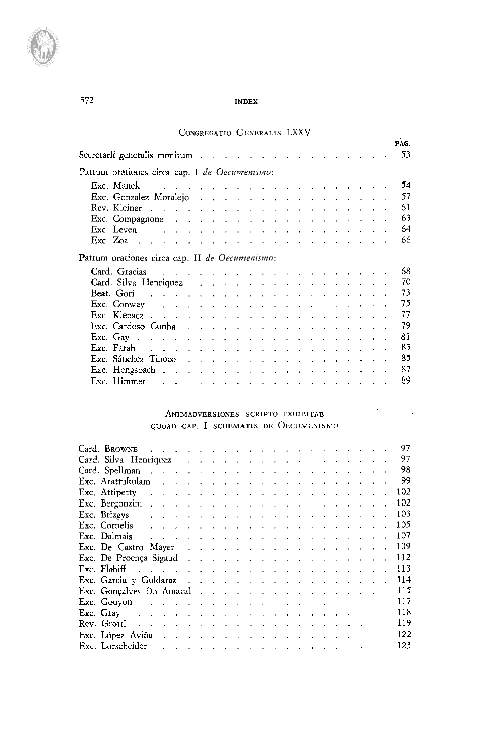## Congregatio Generalis LXXV

| | PAG. |
|---|---|
| Secretarii generalis monitum | 53 |
| **Patrum orationes circa cap. I *de Oecumenismo*:** | |
| Exc. Manek | 54 |
| Exc. Gonzalez Moralejo | 57 |
| Rev. Kleiner | 61 |
| Exc. Compagnone | 63 |
| Exc. Leven | 64 |
| Exc. Zoa | 66 |
| **Patrum orationes circa cap. II *de Oecumenismo*:** | |
| Card. Gracias | 68 |
| Card. Silva Henriquez | 70 |
| Beat. Gori | 73 |
| Exc. Conway | 75 |
| Exc. Klepacz | 77 |
| Exc. Cardoso Cunha | 79 |
| Exc. Gay | 81 |
| Exc. Farah | 83 |
| Exc. Sánchez Tinoco | 85 |
| Exc. Hengsbach | 87 |
| Exc. Himmer | 89 |

## Animadversiones scripto exhibitae quoad cap. I schematis de Oecumenismo

| | |
|---|---|
| Card. Browne | 97 |
| Card. Silva Henriquez | 97 |
| Card. Spellman | 98 |
| Exc. Arattukulam | 99 |
| Exc. Attipetty | 102 |
| Exc. Bergonzini | 102 |
| Exc. Brizgys | 103 |
| Exc. Cornelis | 105 |
| Exc. Dalmais | 107 |
| Exc. De Castro Mayer | 109 |
| Exc. De Proença Sigaud | 112 |
| Exc. Flahiff | 113 |
| Exc. Garcia y Goldaraz | 114 |
| Exc. Gonçalves Do Amaral | 115 |
| Exc. Gouyon | 117 |
| Exc. Gray | 118 |
| Rev. Grotti | 119 |
| Exc. López Aviña | 122 |
| Exc. Lorscheider | 123 |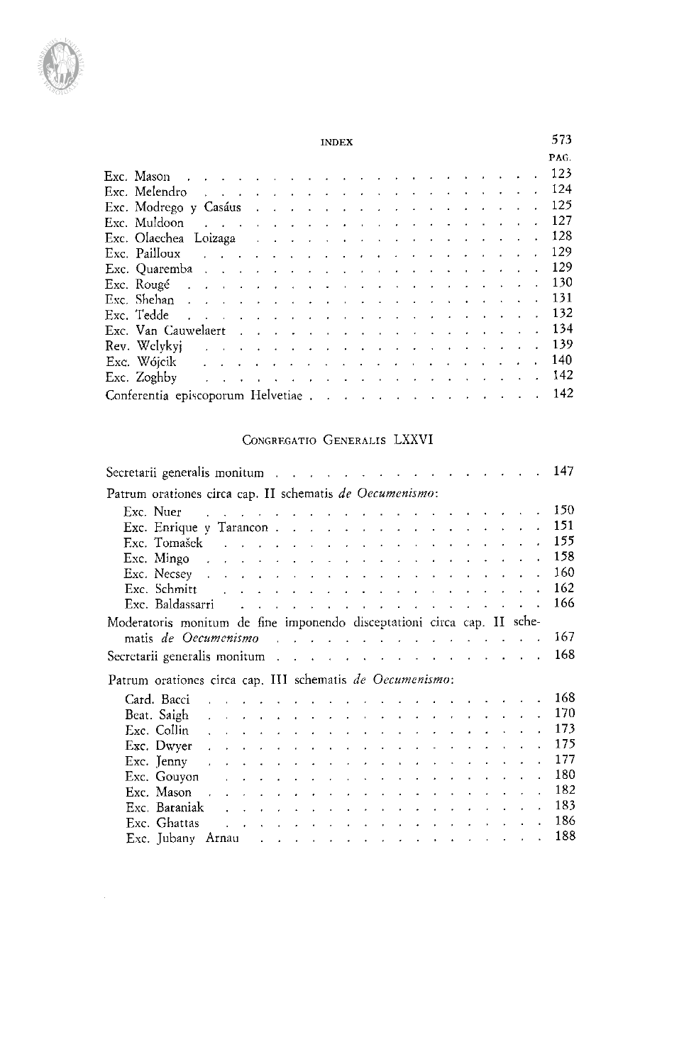| | PAG. |
|---|---|
| Exc. Mason | 123 |
| Exc. Melendro | 124 |
| Exc. Modrego y Casáus | 125 |
| Exc. Muldoon | 127 |
| Exc. Olaechea Loizaga | 128 |
| Exc. Pailloux | 129 |
| Exc. Quaremba | 129 |
| Exc. Rougé | 130 |
| Exc. Shehan | 131 |
| Exc. Tedde | 132 |
| Exc. Van Cauwelaert | 134 |
| Rev. Welykyj | 139 |
| Exc. Wójcik | 140 |
| Exc. Zoghby | 142 |
| Conferentia episcoporum Helvetiae | 142 |

## Congregatio Generalis LXXVI

| | |
|---|---|
| Secretarii generalis monitum | 147 |
| Patrum orationes circa cap. II schematis *de Oecumenismo*: | |
| Exc. Nuer | 150 |
| Exc. Enrique y Tarancon | 151 |
| Exc. Tomašek | 155 |
| Exc. Mingo | 158 |
| Exc. Necsey | 160 |
| Exc. Schmitt | 162 |
| Exc. Baldassarri | 166 |
| Moderatoris monitum de fine imponendo disceptationi circa cap. II schematis *de Oecumenismo* | 167 |
| Secretarii generalis monitum | 168 |
| Patrum orationes circa cap. III schematis *de Oecumenismo*: | |
| Card. Bacci | 168 |
| Beat. Saigh | 170 |
| Exc. Collin | 173 |
| Exc. Dwyer | 175 |
| Exc. Jenny | 177 |
| Exc. Gouyon | 180 |
| Exc. Mason | 182 |
| Exc. Baraniak | 183 |
| Exc. Ghattas | 186 |
| Exc. Jubany Arnau | 188 |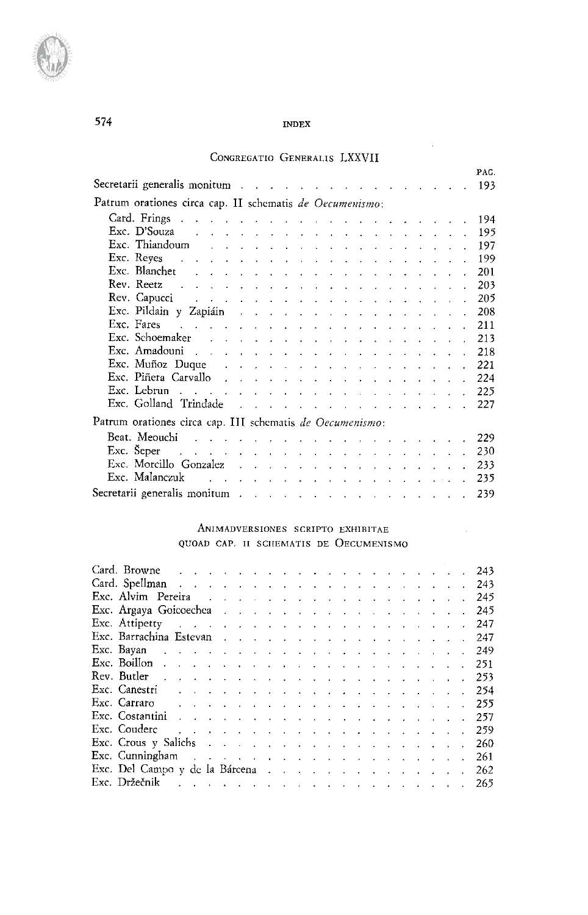## Congregatio Generalis LXXVII

| | PAG. |
|---|---|
| Secretarii generalis monitum | 193 |
| Patrum orationes circa cap. II schematis *de Oecumenismo*: | |
| Card. Frings | 194 |
| Exc. D'Souza | 195 |
| Exc. Thiandoum | 197 |
| Exc. Reyes | 199 |
| Exc. Blanchet | 201 |
| Rev. Reetz | 203 |
| Rev. Capucci | 205 |
| Exc. Pildain y Zapiáin | 208 |
| Exc. Fares | 211 |
| Exc. Schoemaker | 213 |
| Exc. Amadouni | 218 |
| Exc. Muñoz Duque | 221 |
| Exc. Piñera Carvallo | 224 |
| Exc. Lebrun | 225 |
| Exc. Golland Trindade | 227 |
| Patrum orationes circa cap. III schematis *de Oecumenismo*: | |
| Beat. Meouchi | 229 |
| Exc. Šeper | 230 |
| Exc. Morcillo Gonzalez | 233 |
| Exc. Malanczuk | 235 |
| Secretarii generalis monitum | 239 |

### Animadversiones scripto exhibitae quoad cap. II schematis de Oecumenismo

| | |
|---|---|
| Card. Browne | 243 |
| Card. Spellman | 243 |
| Exc. Alvim Pereira | 245 |
| Exc. Argaya Goicoechea | 245 |
| Exc. Attipetty | 247 |
| Exc. Barrachina Estevan | 247 |
| Exc. Bayan | 249 |
| Exc. Boillon | 251 |
| Rev. Butler | 253 |
| Exc. Canestri | 254 |
| Exc. Carraro | 255 |
| Exc. Costantini | 257 |
| Exc. Couderc | 259 |
| Exc. Crous y Salichs | 260 |
| Exc. Cunningham | 261 |
| Exc. Del Campo y de la Bárcena | 262 |
| Exc. Držečnik | 265 |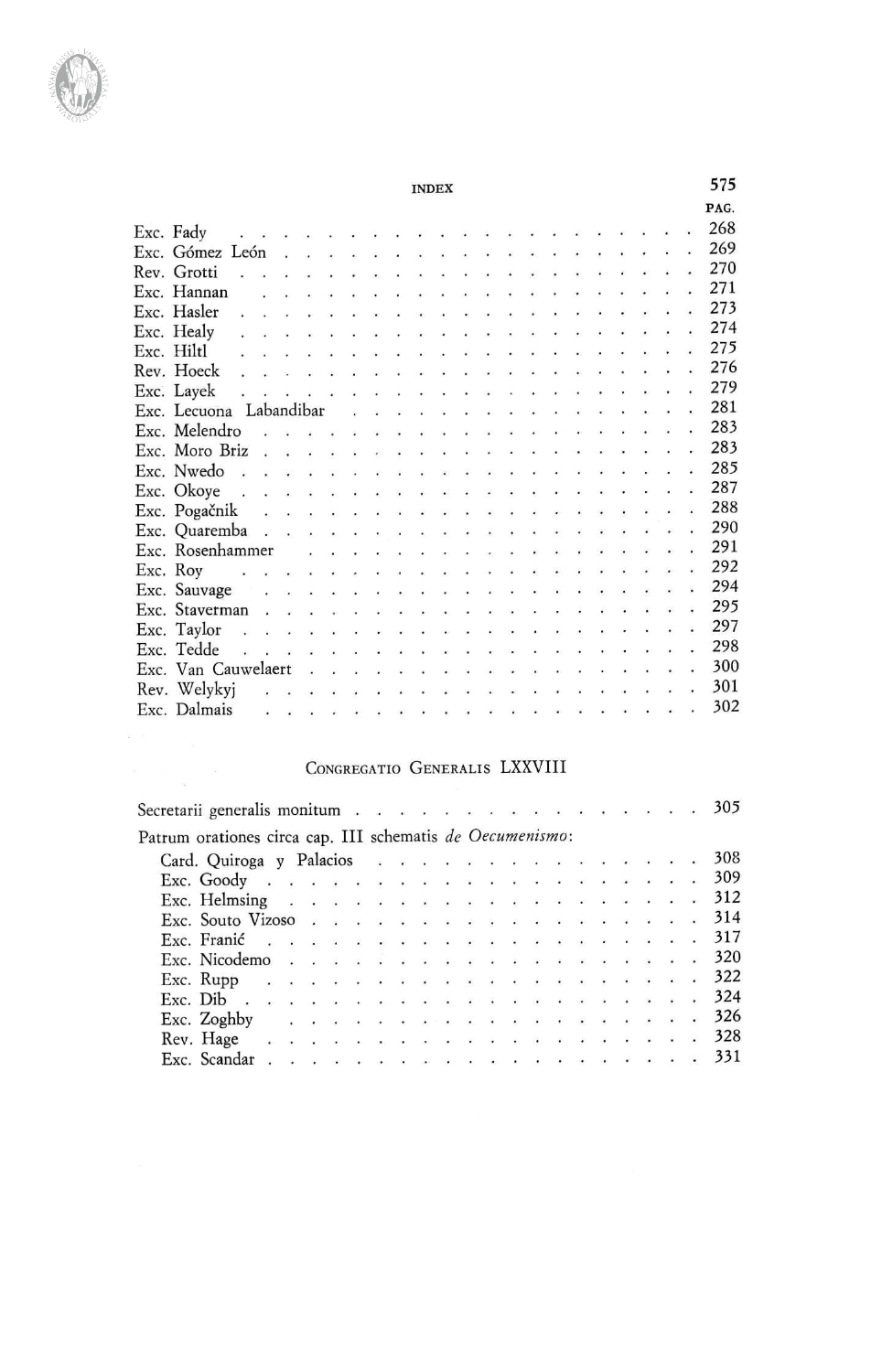| | PAG. |
|---|---|
| Exc. Fady | 268 |
| Exc. Gómez León | 269 |
| Rev. Grotti | 270 |
| Exc. Hannan | 271 |
| Exc. Hasler | 273 |
| Exc. Healy | 274 |
| Exc. Hiltl | 275 |
| Rev. Hoeck | 276 |
| Exc. Layek | 279 |
| Exc. Lecuona Labandibar | 281 |
| Exc. Melendro | 283 |
| Exc. Moro Briz | 283 |
| Exc. Nwedo | 285 |
| Exc. Okoye | 287 |
| Exc. Pogačnik | 288 |
| Exc. Quaremba | 290 |
| Exc. Rosenhammer | 291 |
| Exc. Roy | 292 |
| Exc. Sauvage | 294 |
| Exc. Staverman | 295 |
| Exc. Taylor | 297 |
| Exc. Tedde | 298 |
| Exc. Van Cauwelaert | 300 |
| Rev. Welykyj | 301 |
| Exc. Dalmais | 302 |

## CONGREGATIO GENERALIS LXXVIII

| | |
|---|---|
| Secretarii generalis monitum | 305 |
| Patrum orationes circa cap. III schematis *de Oecumenismo*: | |
| Card. Quiroga y Palacios | 308 |
| Exc. Goody | 309 |
| Exc. Helmsing | 312 |
| Exc. Souto Vizoso | 314 |
| Exc. Franić | 317 |
| Exc. Nicodemo | 320 |
| Exc. Rupp | 322 |
| Exc. Dib | 324 |
| Exc. Zoghby | 326 |
| Rev. Hage | 328 |
| Exc. Scandar | 331 |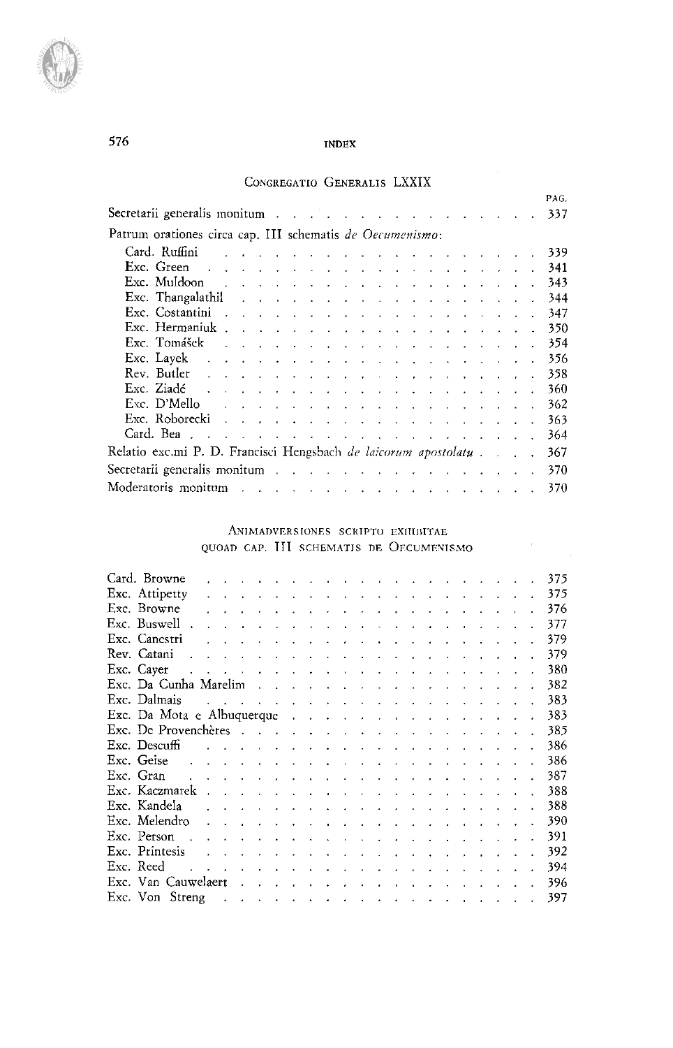## CONGREGATIO GENERALIS LXXIX

| | PAG. |
|---|---|
| Secretarii generalis monitum | 337 |
| Patrum orationes circa cap. III schematis *de Oecumenismo*: | |
| Card. Ruffini | 339 |
| Exc. Green | 341 |
| Exc. Muldoon | 343 |
| Exc. Thangalathil | 344 |
| Exc. Costantini | 347 |
| Exc. Hermaniuk | 350 |
| Exc. Tomášek | 354 |
| Exc. Layek | 356 |
| Rev. Butler | 358 |
| Exc. Ziadé | 360 |
| Exc. D'Mello | 362 |
| Exc. Roborecki | 363 |
| Card. Bea | 364 |
| Relatio exc.mi P. D. Francisci Hengsbach *de laicorum apostolatu* | 367 |
| Secretarii generalis monitum | 370 |
| Moderatoris monitum | 370 |

## ANIMADVERSIONES SCRIPTO EXHIBITAE QUOAD CAP. III SCHEMATIS DE OECUMENISMO

| | |
|---|---|
| Card. Browne | 375 |
| Exc. Attipetty | 375 |
| Exc. Browne | 376 |
| Exc. Buswell | 377 |
| Exc. Canestri | 379 |
| Rev. Catani | 379 |
| Exc. Cayer | 380 |
| Exc. Da Cunha Marelim | 382 |
| Exc. Dalmais | 383 |
| Exc. Da Mota e Albuquerque | 383 |
| Exc. De Provenchères | 385 |
| Exc. Descuffi | 386 |
| Exc. Geise | 386 |
| Exc. Gran | 387 |
| Exc. Kaczmarek | 388 |
| Exc. Kandela | 388 |
| Exc. Melendro | 390 |
| Exc. Person | 391 |
| Exc. Printesis | 392 |
| Exc. Reed | 394 |
| Exc. Van Cauwelaert | 396 |
| Exc. Von Streng | 397 |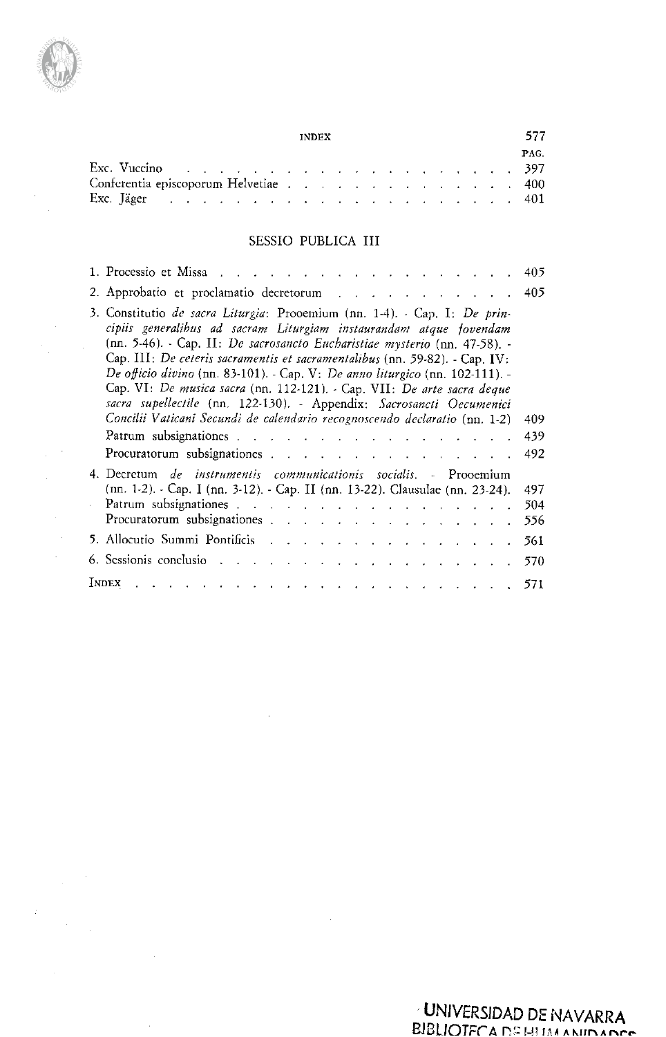| | PAG. |
|---|---|
| Exc. Vuccino | 397 |
| Conferentia episcoporum Helvetiae | 400 |
| Exc. Jäger | 401 |

## SESSIO PUBLICA III

| | |
|---|---|
| 1. Processio et Missa | 405 |
| 2. Approbatio et proclamatio decretorum | 405 |
| 3. Constitutio *de sacra Liturgia*: Prooemium (nn. 1-4). - Cap. I: *De principiis generalibus ad sacram Liturgiam instaurandam atque fovendam* (nn. 5-46). - Cap. II: *De sacrosancto Eucharistiae mysterio* (nn. 47-58). - Cap. III: *De ceteris sacramentis et sacramentalibus* (nn. 59-82). - Cap. IV: *De officio divino* (nn. 83-101). - Cap. V: *De anno liturgico* (nn. 102-111). - Cap. VI: *De musica sacra* (nn. 112-121). - Cap. VII: *De arte sacra deque sacra supellectile* (nn. 122-130). - Appendix: *Sacrosancti Oecumenici Concilii Vaticani Secundi de calendario recognoscendo declaratio* (nn. 1-2) | 409 |
| Patrum subsignationes | 439 |
| Procuratorum subsignationes | 492 |
| 4. Decretum *de instrumentis communicationis socialis*. - Prooemium (nn. 1-2). - Cap. I (nn. 3-12). - Cap. II (nn. 13-22). Clausulae (nn. 23-24). | 497 |
| Patrum subsignationes | 504 |
| Procuratorum subsignationes | 556 |
| 5. Allocutio Summi Pontificis | 561 |
| 6. Sessionis conclusio | 570 |
| INDEX | 571 |